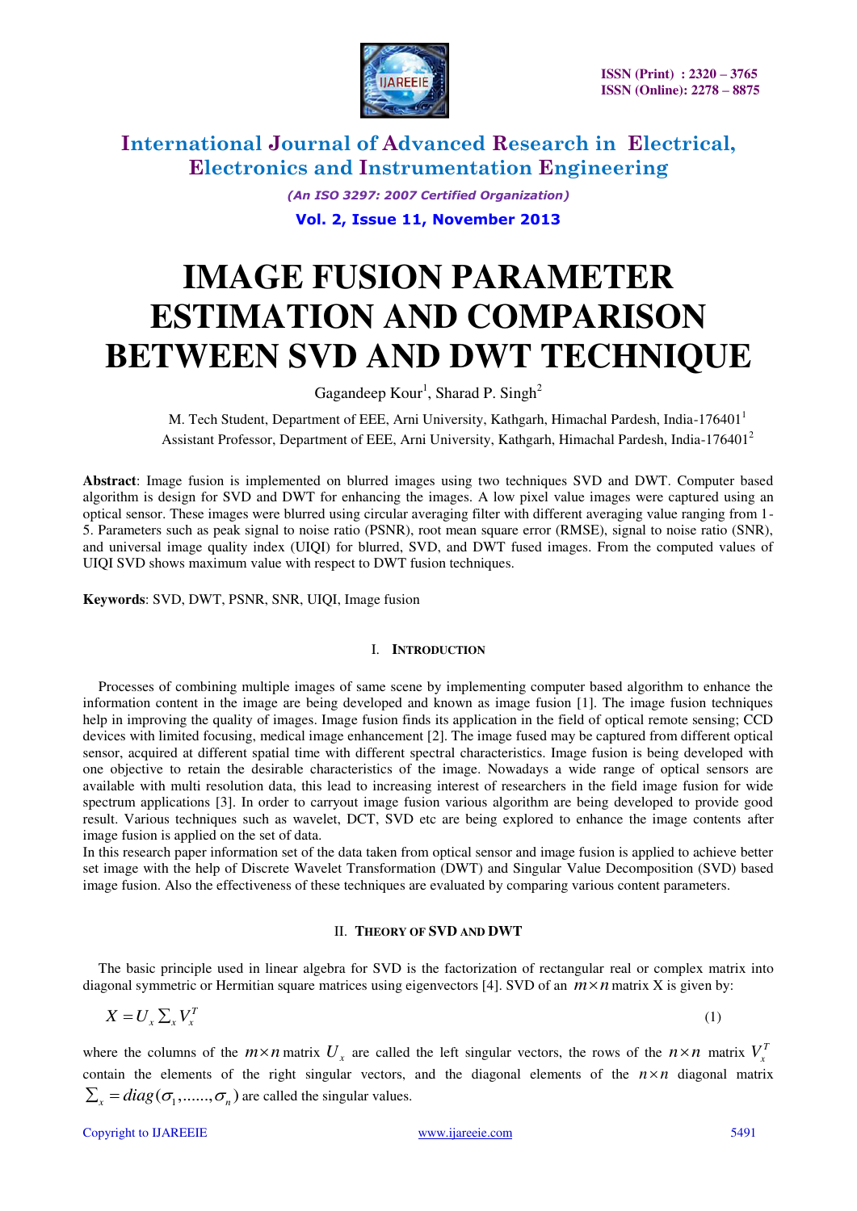# IMAGE FUSION PARAMETER ESTIMATION AND COMPARISON BETWEEN SVD AND DWT TECHNIQUE

Gagandeep Kour[1], Sharad P. Singh[2]

M. Tech Student, Department of EEE, Arni University, Kathgarh, Himachal Pardesh, India-176401[1]

Assistant Professor, Department of EEE, Arni University, Kathgarh, Himachal Pardesh, India-176401[2]

**Abstract**: Image fusion is implemented on blurred images using two techniques SVD and DWT. Computer based algorithm is design for SVD and DWT for enhancing the images. A low pixel value images were captured using an optical sensor. These images were blurred using circular averaging filter with different averaging value ranging from 1-5. Parameters such as peak signal to noise ratio (PSNR), root mean square error (RMSE), signal to noise ratio (SNR), and universal image quality index (UIQI) for blurred, SVD, and DWT fused images. From the computed values of UIQI SVD shows maximum value with respect to DWT fusion techniques.

**Keywords**: SVD, DWT, PSNR, SNR, UIQI, Image fusion

## I. INTRODUCTION

Processes of combining multiple images of same scene by implementing computer based algorithm to enhance the information content in the image are being developed and known as image fusion [1]. The image fusion techniques help in improving the quality of images. Image fusion finds its application in the field of optical remote sensing; CCD devices with limited focusing, medical image enhancement [2]. The image fused may be captured from different optical sensor, acquired at different spatial time with different spectral characteristics. Image fusion is being developed with one objective to retain the desirable characteristics of the image. Nowadays a wide range of optical sensors are available with multi resolution data, this lead to increasing interest of researchers in the field image fusion for wide spectrum applications [3]. In order to carryout image fusion various algorithm are being developed to provide good result. Various techniques such as wavelet, DCT, SVD etc are being explored to enhance the image contents after image fusion is applied on the set of data.

In this research paper information set of the data taken from optical sensor and image fusion is applied to achieve better set image with the help of Discrete Wavelet Transformation (DWT) and Singular Value Decomposition (SVD) based image fusion. Also the effectiveness of these techniques are evaluated by comparing various content parameters.

## II. THEORY OF SVD AND DWT

The basic principle used in linear algebra for SVD is the factorization of rectangular real or complex matrix into diagonal symmetric or Hermitian square matrices using eigenvectors [4]. SVD of an $m \times n$ matrix X is given by:

$$X = U_x \Sigma_x V_x^T \qquad (1)$$

where the columns of the $m \times n$ matrix $U_x$ are called the left singular vectors, the rows of the $n \times n$ matrix $V_x^T$ contain the elements of the right singular vectors, and the diagonal elements of the $n \times n$ diagonal matrix $\Sigma_x = diag(\sigma_1, ......, \sigma_n)$ are called the singular values.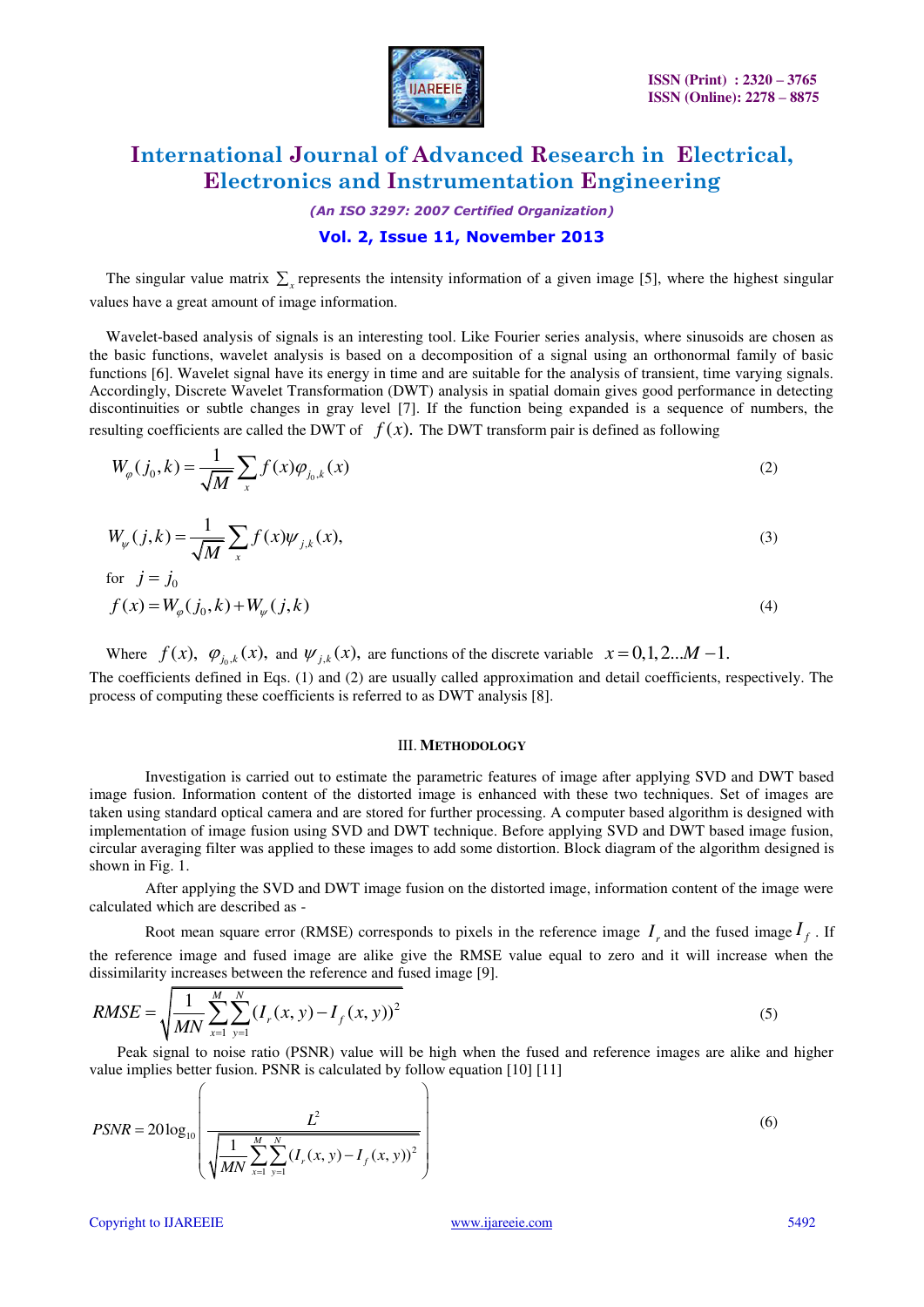The singular value matrix $\sum_x$ represents the intensity information of a given image [5], where the highest singular values have a great amount of image information.

Wavelet-based analysis of signals is an interesting tool. Like Fourier series analysis, where sinusoids are chosen as the basic functions, wavelet analysis is based on a decomposition of a signal using an orthonormal family of basic functions [6]. Wavelet signal have its energy in time and are suitable for the analysis of transient, time varying signals. Accordingly, Discrete Wavelet Transformation (DWT) analysis in spatial domain gives good performance in detecting discontinuities or subtle changes in gray level [7]. If the function being expanded is a sequence of numbers, the resulting coefficients are called the DWT of $f(x)$. The DWT transform pair is defined as following

$$W_{\varphi}(j_0,k) = \frac{1}{\sqrt{M}}\sum_x f(x)\varphi_{j_0,k}(x) \tag{2}$$

$$W_{\psi}(j,k) = \frac{1}{\sqrt{M}}\sum_x f(x)\psi_{j,k}(x), \tag{3}$$

for $j = j_0$

$$f(x) = W_{\varphi}(j_0,k) + W_{\psi}(j,k) \tag{4}$$

Where $f(x)$, $\varphi_{j_0,k}(x)$, and $\psi_{j,k}(x)$, are functions of the discrete variable $x = 0,1,2...M-1$. The coefficients defined in Eqs. (1) and (2) are usually called approximation and detail coefficients, respectively. The process of computing these coefficients is referred to as DWT analysis [8].

## III. Methodology

Investigation is carried out to estimate the parametric features of image after applying SVD and DWT based image fusion. Information content of the distorted image is enhanced with these two techniques. Set of images are taken using standard optical camera and are stored for further processing. A computer based algorithm is designed with implementation of image fusion using SVD and DWT technique. Before applying SVD and DWT based image fusion, circular averaging filter was applied to these images to add some distortion. Block diagram of the algorithm designed is shown in Fig. 1.

After applying the SVD and DWT image fusion on the distorted image, information content of the image were calculated which are described as -

Root mean square error (RMSE) corresponds to pixels in the reference image $I_r$ and the fused image $I_f$. If the reference image and fused image are alike give the RMSE value equal to zero and it will increase when the dissimilarity increases between the reference and fused image [9].

$$RMSE = \sqrt{\frac{1}{MN}\sum_{x=1}^{M}\sum_{y=1}^{N}(I_r(x,y) - I_f(x,y))^2} \tag{5}$$

Peak signal to noise ratio (PSNR) value will be high when the fused and reference images are alike and higher value implies better fusion. PSNR is calculated by follow equation [10] [11]

$$PSNR = 20\log_{10}\left(\frac{L^2}{\sqrt{\frac{1}{MN}\sum_{x=1}^{M}\sum_{y=1}^{N}(I_r(x,y) - I_f(x,y))^2}}\right) \tag{6}$$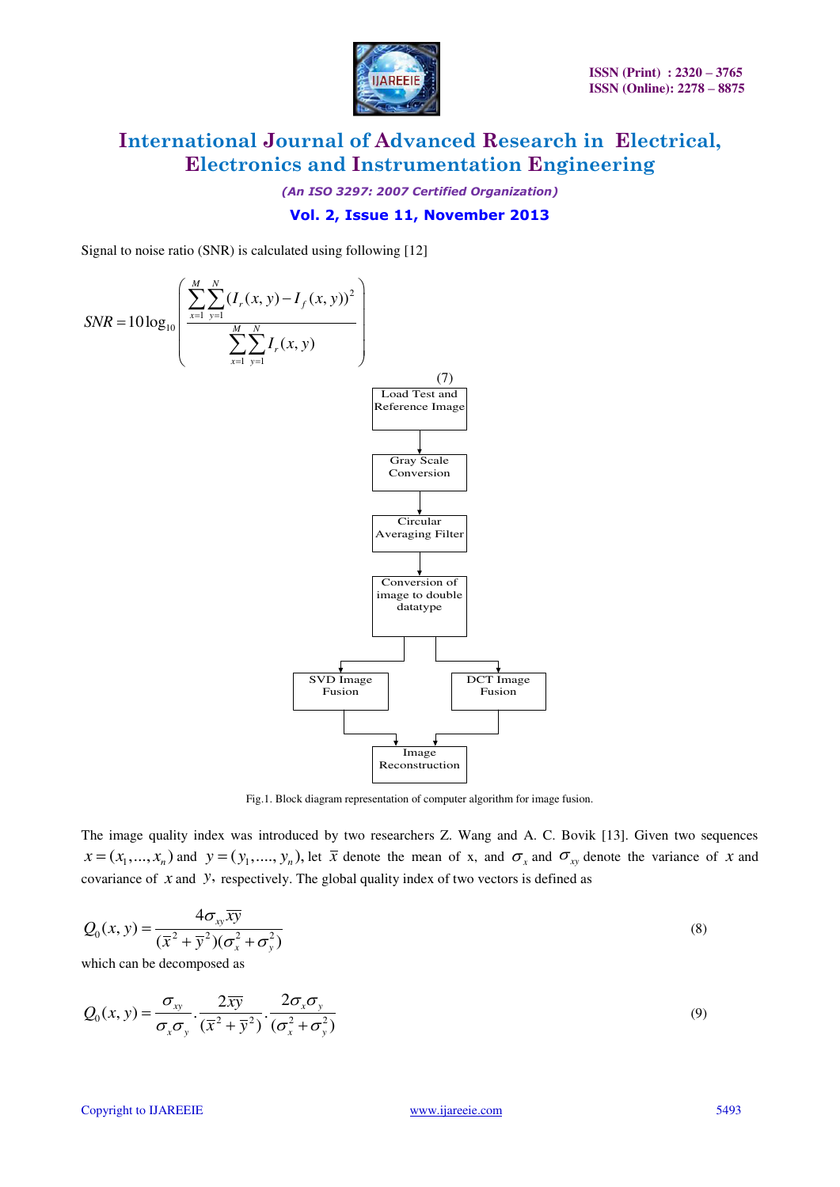Signal to noise ratio (SNR) is calculated using following [12]

$$SNR = 10\log_{10}\left(\frac{\sum_{x=1}^{M}\sum_{y=1}^{N}(I_r(x,y) - I_f(x,y))^2}{\sum_{x=1}^{M}\sum_{y=1}^{N}I_r(x,y)}\right) \tag{7}$$

Load Test and Reference Image → Gray Scale Conversion → Circular Averaging Filter → Conversion of image to double datatype → SVD Image Fusion / DCT Image Fusion → Image Reconstruction

Fig.1. Block diagram representation of computer algorithm for image fusion.

The image quality index was introduced by two researchers Z. Wang and A. C. Bovik [13]. Given two sequences $x = (x_1,\ldots,x_n)$ and $y = (y_1,\ldots.,y_n)$, let $\bar{x}$ denote the mean of x, and $\sigma_x$ and $\sigma_{xy}$ denote the variance of $x$ and covariance of $x$ and $y$, respectively. The global quality index of two vectors is defined as

$$Q_0(x,y) = \frac{4\sigma_{xy}\overline{xy}}{(\bar{x}^2 + \bar{y}^2)(\sigma_x^2 + \sigma_y^2)} \tag{8}$$

which can be decomposed as

$$Q_0(x,y) = \frac{\sigma_{xy}}{\sigma_x\sigma_y}\cdot\frac{2\overline{xy}}{(\bar{x}^2 + \bar{y}^2)}\cdot\frac{2\sigma_x\sigma_y}{(\sigma_x^2 + \sigma_y^2)} \tag{9}$$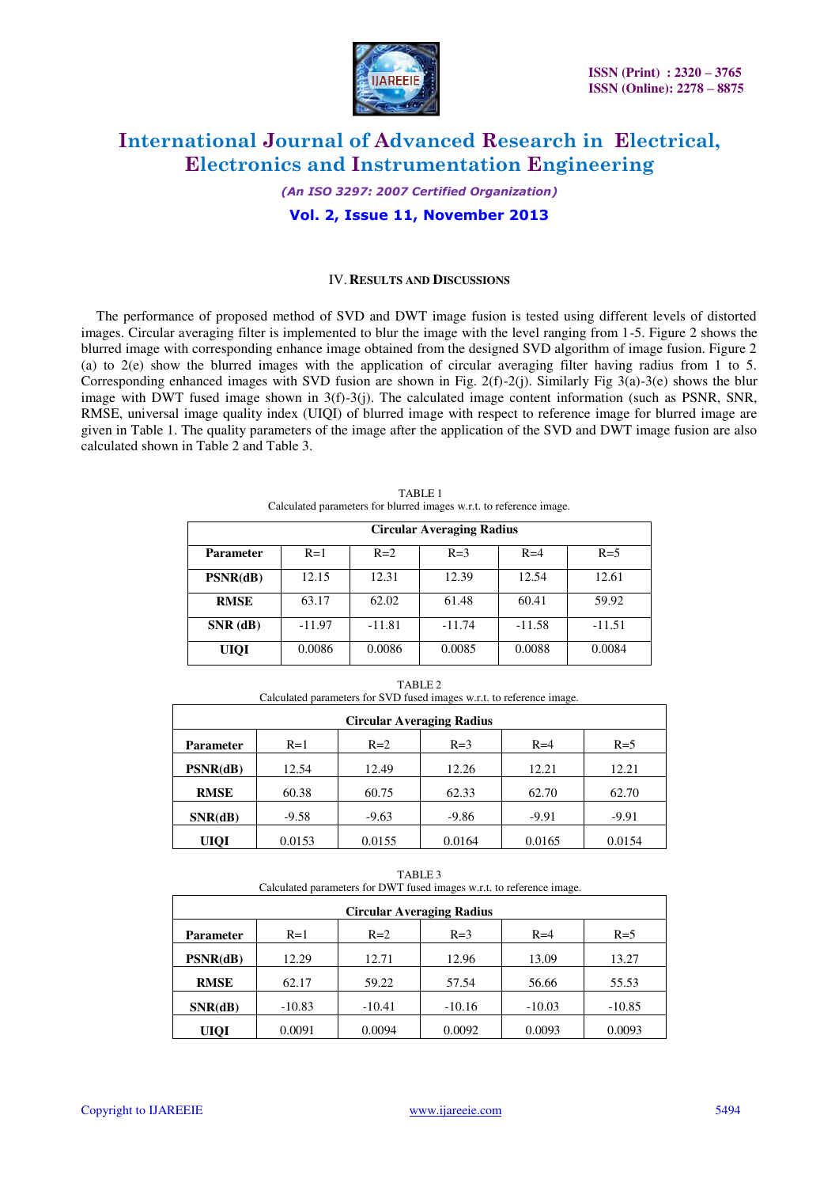## IV. Results and Discussions

The performance of proposed method of SVD and DWT image fusion is tested using different levels of distorted images. Circular averaging filter is implemented to blur the image with the level ranging from 1-5. Figure 2 shows the blurred image with corresponding enhance image obtained from the designed SVD algorithm of image fusion. Figure 2 (a) to 2(e) show the blurred images with the application of circular averaging filter having radius from 1 to 5. Corresponding enhanced images with SVD fusion are shown in Fig. 2(f)-2(j). Similarly Fig 3(a)-3(e) shows the blur image with DWT fused image shown in 3(f)-3(j). The calculated image content information (such as PSNR, SNR, RMSE, universal image quality index (UIQI) of blurred image with respect to reference image for blurred image are given in Table 1. The quality parameters of the image after the application of the SVD and DWT image fusion are also calculated shown in Table 2 and Table 3.

TABLE 1
Calculated parameters for blurred images w.r.t. to reference image.

| | Circular Averaging Radius | | | | |
|---|---|---|---|---|---|
| **Parameter** | R=1 | R=2 | R=3 | R=4 | R=5 |
| **PSNR(dB)** | 12.15 | 12.31 | 12.39 | 12.54 | 12.61 |
| **RMSE** | 63.17 | 62.02 | 61.48 | 60.41 | 59.92 |
| **SNR (dB)** | -11.97 | -11.81 | -11.74 | -11.58 | -11.51 |
| **UIQI** | 0.0086 | 0.0086 | 0.0085 | 0.0088 | 0.0084 |

TABLE 2
Calculated parameters for SVD fused images w.r.t. to reference image.

| | Circular Averaging Radius | | | | |
|---|---|---|---|---|---|
| **Parameter** | R=1 | R=2 | R=3 | R=4 | R=5 |
| **PSNR(dB)** | 12.54 | 12.49 | 12.26 | 12.21 | 12.21 |
| **RMSE** | 60.38 | 60.75 | 62.33 | 62.70 | 62.70 |
| **SNR(dB)** | -9.58 | -9.63 | -9.86 | -9.91 | -9.91 |
| **UIQI** | 0.0153 | 0.0155 | 0.0164 | 0.0165 | 0.0154 |

TABLE 3
Calculated parameters for DWT fused images w.r.t. to reference image.

| | Circular Averaging Radius | | | | |
|---|---|---|---|---|---|
| **Parameter** | R=1 | R=2 | R=3 | R=4 | R=5 |
| **PSNR(dB)** | 12.29 | 12.71 | 12.96 | 13.09 | 13.27 |
| **RMSE** | 62.17 | 59.22 | 57.54 | 56.66 | 55.53 |
| **SNR(dB)** | -10.83 | -10.41 | -10.16 | -10.03 | -10.85 |
| **UIQI** | 0.0091 | 0.0094 | 0.0092 | 0.0093 | 0.0093 |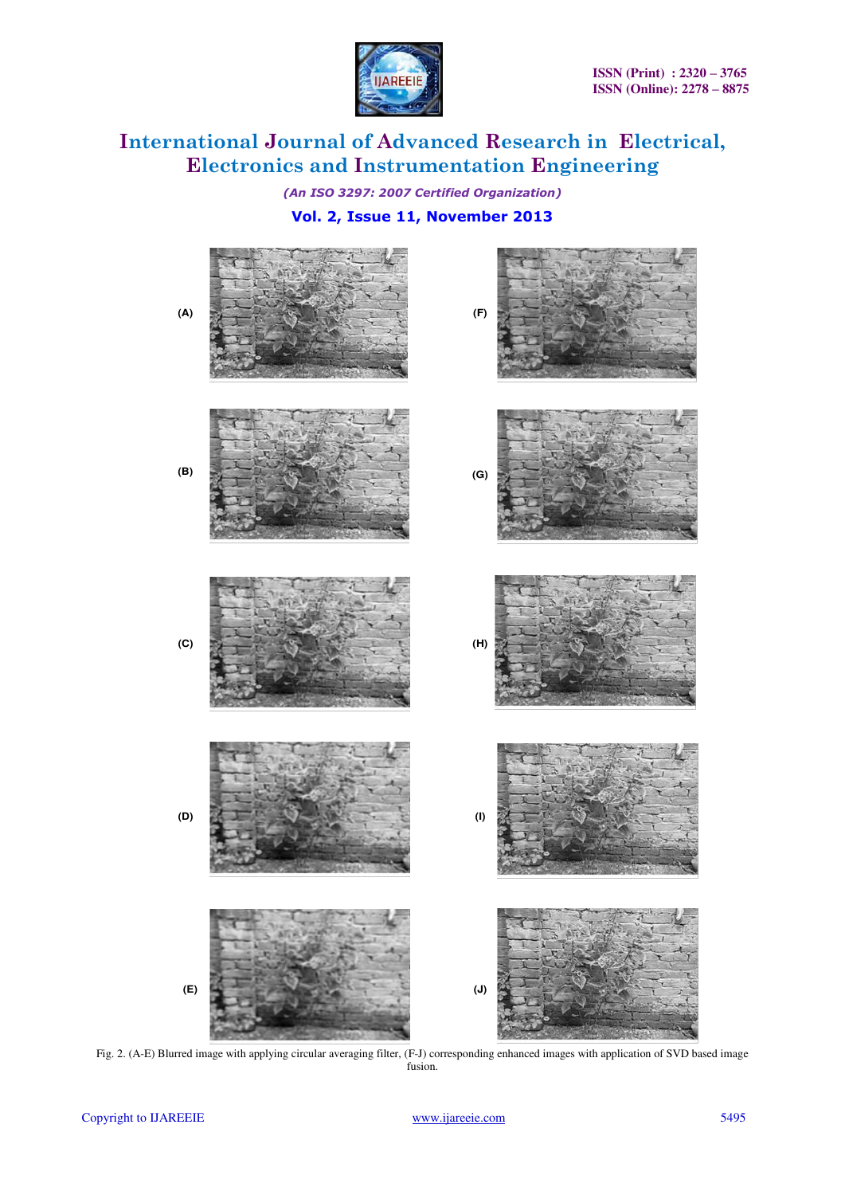(A)

(F)

(B)

(G)

(C)

(H)

(D)

(I)

(E)

(J)

Fig. 2. (A-E) Blurred image with applying circular averaging filter, (F-J) corresponding enhanced images with application of SVD based image fusion.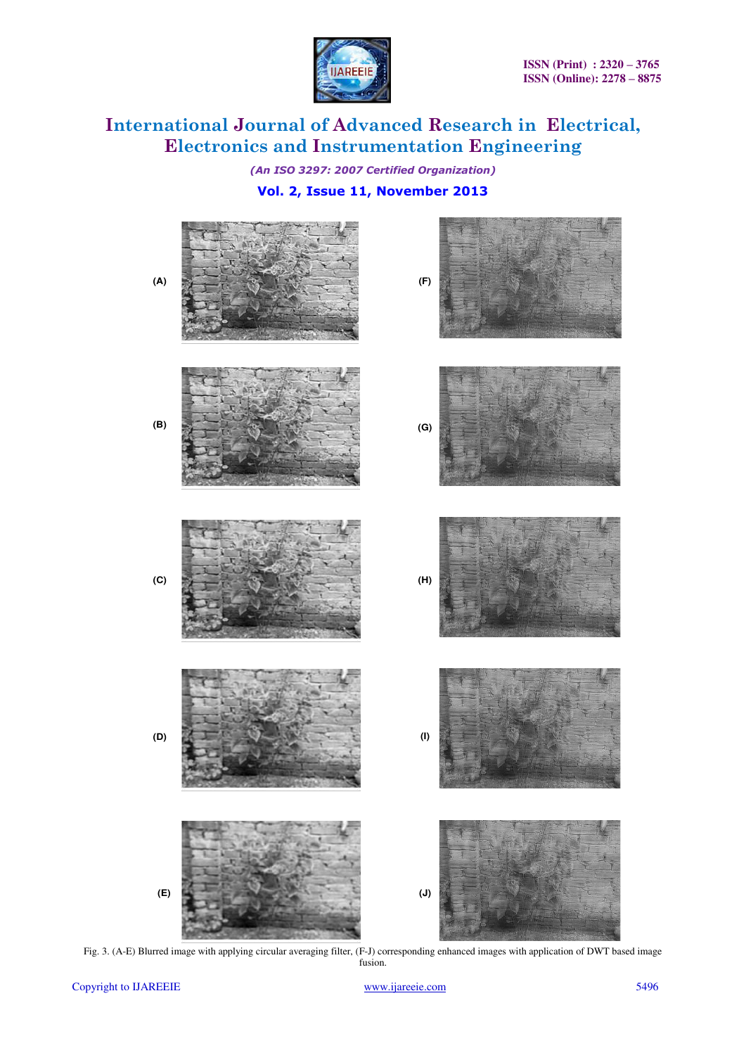(A)

(B)

(C)

(D)

(E)

(F)

(G)

(H)

(I)

(J)

Fig. 3. (A-E) Blurred image with applying circular averaging filter, (F-J) corresponding enhanced images with application of DWT based image fusion.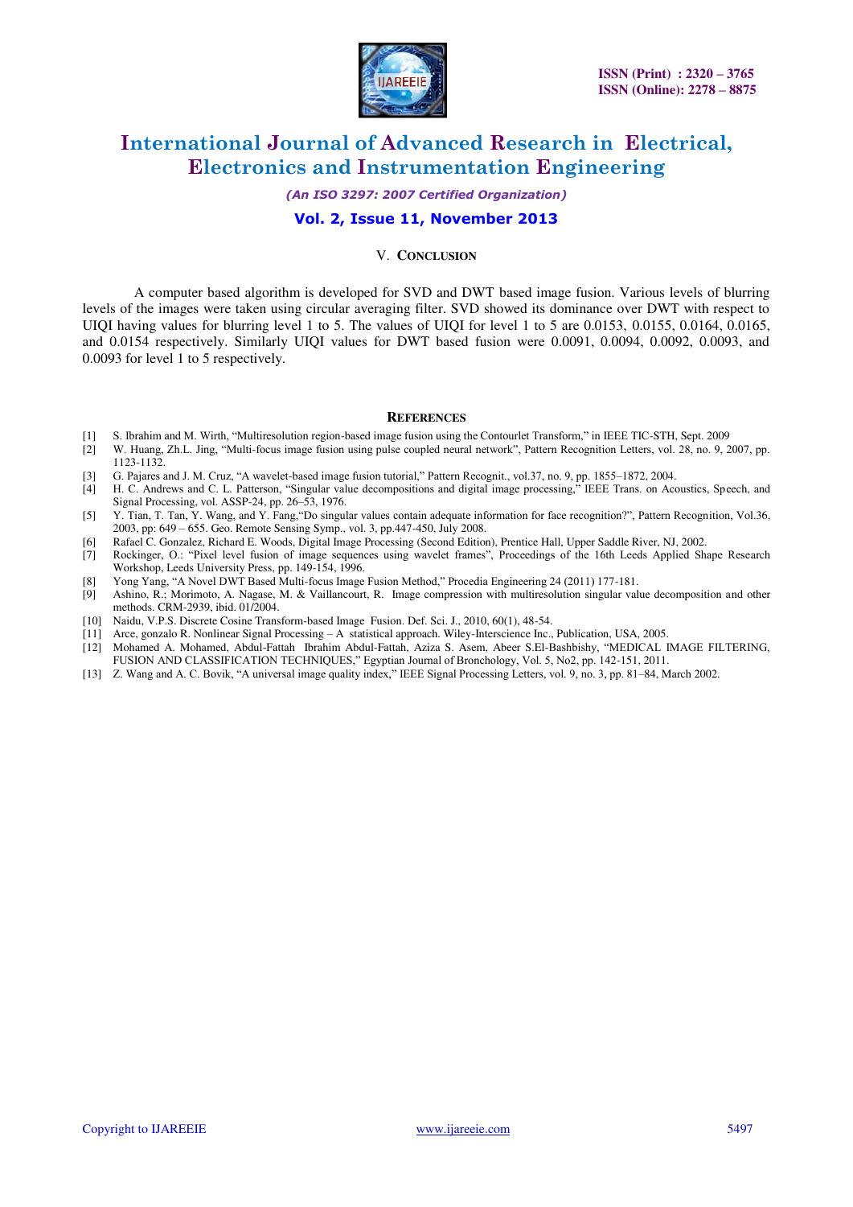## V. CONCLUSION

A computer based algorithm is developed for SVD and DWT based image fusion. Various levels of blurring levels of the images were taken using circular averaging filter. SVD showed its dominance over DWT with respect to UIQI having values for blurring level 1 to 5. The values of UIQI for level 1 to 5 are 0.0153, 0.0155, 0.0164, 0.0165, and 0.0154 respectively. Similarly UIQI values for DWT based fusion were 0.0091, 0.0094, 0.0092, 0.0093, and 0.0093 for level 1 to 5 respectively.

## REFERENCES

[1] S. Ibrahim and M. Wirth, "Multiresolution region-based image fusion using the Contourlet Transform," in IEEE TIC-STH, Sept. 2009

[2] W. Huang, Zh.L. Jing, "Multi-focus image fusion using pulse coupled neural network", Pattern Recognition Letters, vol. 28, no. 9, 2007, pp. 1123-1132.

[3] G. Pajares and J. M. Cruz, "A wavelet-based image fusion tutorial," Pattern Recognit., vol.37, no. 9, pp. 1855–1872, 2004.

[4] H. C. Andrews and C. L. Patterson, "Singular value decompositions and digital image processing," IEEE Trans. on Acoustics, Speech, and Signal Processing, vol. ASSP-24, pp. 26–53, 1976.

[5] Y. Tian, T. Tan, Y. Wang, and Y. Fang,"Do singular values contain adequate information for face recognition?", Pattern Recognition, Vol.36, 2003, pp: 649 – 655. Geo. Remote Sensing Symp., vol. 3, pp.447-450, July 2008.

[6] Rafael C. Gonzalez, Richard E. Woods, Digital Image Processing (Second Edition), Prentice Hall, Upper Saddle River, NJ, 2002.

[7] Rockinger, O.: "Pixel level fusion of image sequences using wavelet frames", Proceedings of the 16th Leeds Applied Shape Research Workshop, Leeds University Press, pp. 149-154, 1996.

[8] Yong Yang, "A Novel DWT Based Multi-focus Image Fusion Method," Procedia Engineering 24 (2011) 177-181.

[9] Ashino, R.; Morimoto, A. Nagase, M. & Vaillancourt, R. Image compression with multiresolution singular value decomposition and other methods. CRM-2939, ibid. 01/2004.

[10] Naidu, V.P.S. Discrete Cosine Transform-based Image Fusion. Def. Sci. J., 2010, 60(1), 48-54.

[11] Arce, gonzalo R. Nonlinear Signal Processing – A statistical approach. Wiley-Interscience Inc., Publication, USA, 2005.

[12] Mohamed A. Mohamed, Abdul-Fattah Ibrahim Abdul-Fattah, Aziza S. Asem, Abeer S.El-Bashbishy, "MEDICAL IMAGE FILTERING, FUSION AND CLASSIFICATION TECHNIQUES," Egyptian Journal of Bronchology, Vol. 5, No2, pp. 142-151, 2011.

[13] Z. Wang and A. C. Bovik, "A universal image quality index," IEEE Signal Processing Letters, vol. 9, no. 3, pp. 81–84, March 2002.